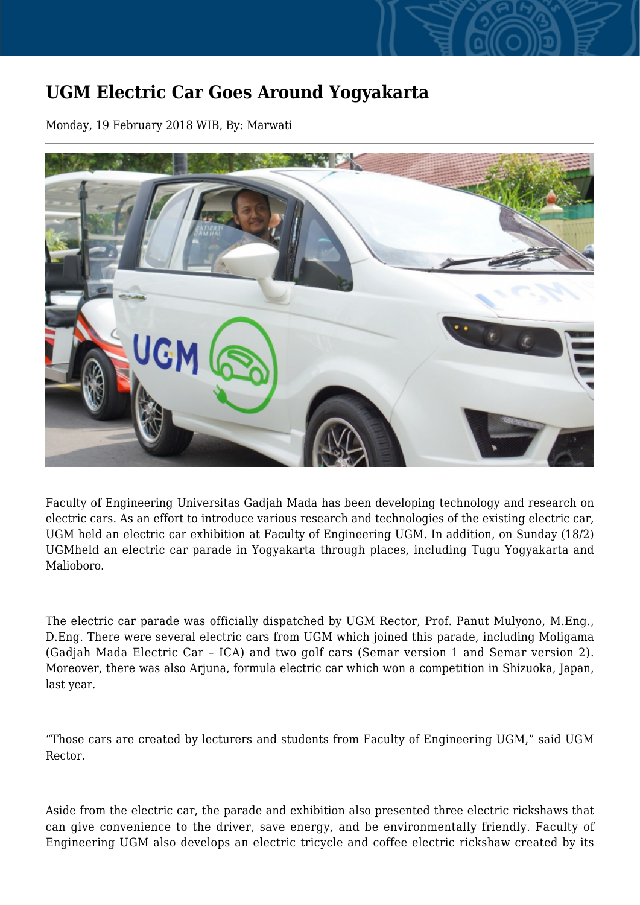# UGM Electric Car Goes Around Yogyakarta

Monday, 19 February 2018 WIB, By: Marwati

Faculty of Engineering Universitas Gadjah Mada has been developing technology and research on electric cars. As an effort to introduce various research and technologies of the existing electric car, UGM held an electric car exhibition at Faculty of Engineering UGM. In addition, on Sunday (18/2) UGMheld an electric car parade in Yogyakarta through places, including Tugu Yogyakarta and Malioboro.

The electric car parade was officially dispatched by UGM Rector, Prof. Panut Mulyono, M.Eng., D.Eng. There were several electric cars from UGM which joined this parade, including Moligama (Gadjah Mada Electric Car – ICA) and two golf cars (Semar version 1 and Semar version 2). Moreover, there was also Arjuna, formula electric car which won a competition in Shizuoka, Japan, last year.

“Those cars are created by lecturers and students from Faculty of Engineering UGM,” said UGM Rector.

Aside from the electric car, the parade and exhibition also presented three electric rickshaws that can give convenience to the driver, save energy, and be environmentally friendly. Faculty of Engineering UGM also develops an electric tricycle and coffee electric rickshaw created by its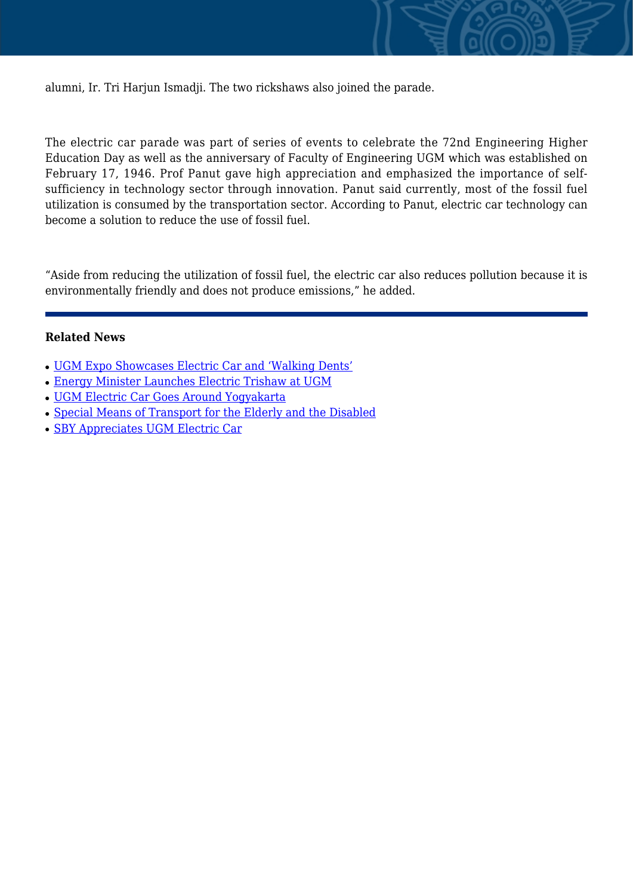alumni, Ir. Tri Harjun Ismadji. The two rickshaws also joined the parade.

The electric car parade was part of series of events to celebrate the 72nd Engineering Higher Education Day as well as the anniversary of Faculty of Engineering UGM which was established on February 17, 1946. Prof Panut gave high appreciation and emphasized the importance of self-sufficiency in technology sector through innovation. Panut said currently, most of the fossil fuel utilization is consumed by the transportation sector. According to Panut, electric car technology can become a solution to reduce the use of fossil fuel.

"Aside from reducing the utilization of fossil fuel, the electric car also reduces pollution because it is environmentally friendly and does not produce emissions," he added.

---

**Related News**

- UGM Expo Showcases Electric Car and 'Walking Dents'
- Energy Minister Launches Electric Trishaw at UGM
- UGM Electric Car Goes Around Yogyakarta
- Special Means of Transport for the Elderly and the Disabled
- SBY Appreciates UGM Electric Car